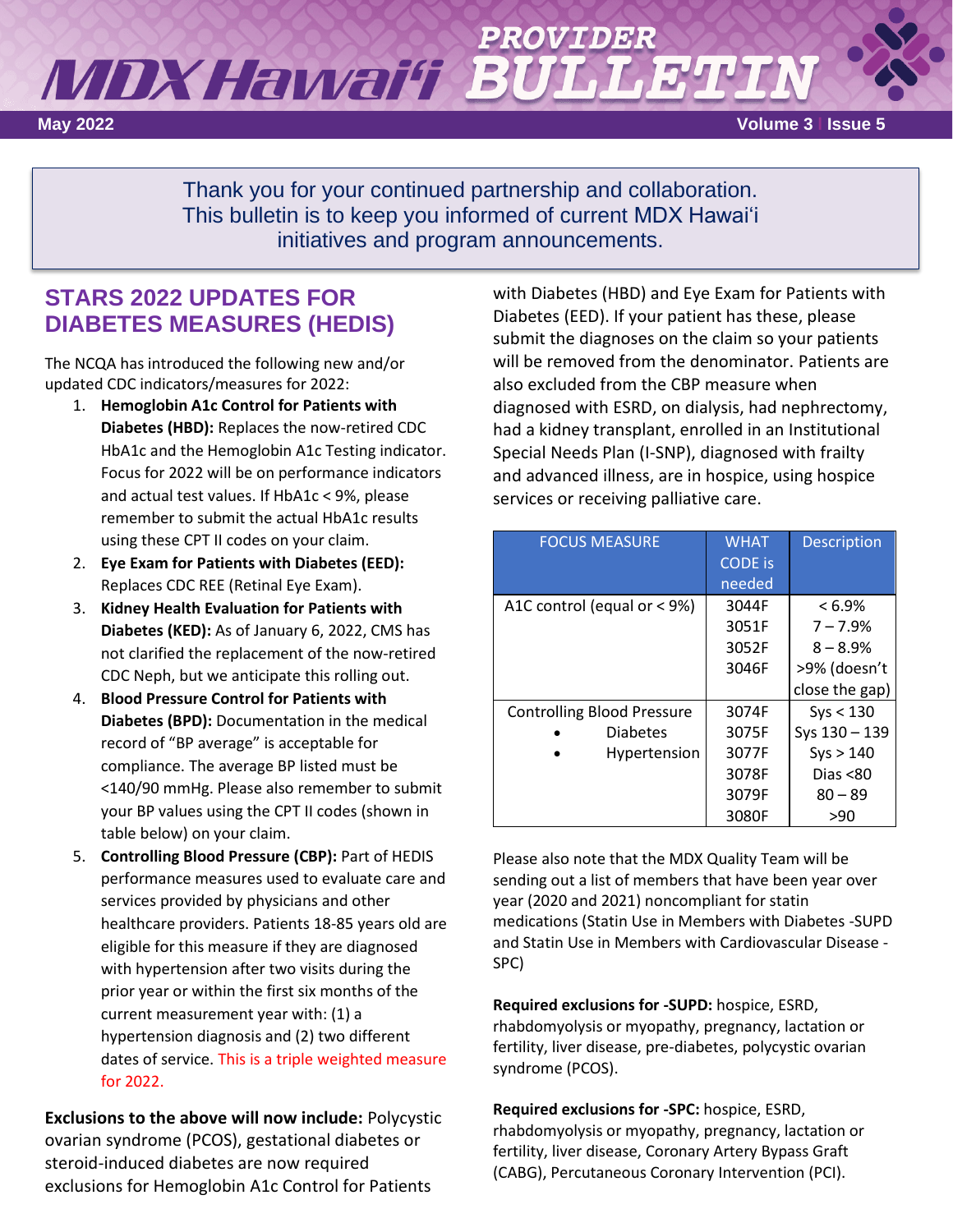# MDX Hawai'i PROVIDER BULLETIN

May 2022 — Volume 3 | Issue 5

Thank you for your continued partnership and collaboration. This bulletin is to keep you informed of current MDX Hawai'i initiatives and program announcements.

## STARS 2022 UPDATES FOR DIABETES MEASURES (HEDIS)

The NCQA has introduced the following new and/or updated CDC indicators/measures for 2022:

1. **Hemoglobin A1c Control for Patients with Diabetes (HBD):** Replaces the now-retired CDC HbA1c and the Hemoglobin A1c Testing indicator. Focus for 2022 will be on performance indicators and actual test values. If HbA1c < 9%, please remember to submit the actual HbA1c results using these CPT II codes on your claim.
2. **Eye Exam for Patients with Diabetes (EED):** Replaces CDC REE (Retinal Eye Exam).
3. **Kidney Health Evaluation for Patients with Diabetes (KED):** As of January 6, 2022, CMS has not clarified the replacement of the now-retired CDC Neph, but we anticipate this rolling out.
4. **Blood Pressure Control for Patients with Diabetes (BPD):** Documentation in the medical record of "BP average" is acceptable for compliance. The average BP listed must be <140/90 mmHg. Please also remember to submit your BP values using the CPT II codes (shown in table below) on your claim.
5. **Controlling Blood Pressure (CBP):** Part of HEDIS performance measures used to evaluate care and services provided by physicians and other healthcare providers. Patients 18-85 years old are eligible for this measure if they are diagnosed with hypertension after two visits during the prior year or within the first six months of the current measurement year with: (1) a hypertension diagnosis and (2) two different dates of service. This is a triple weighted measure for 2022.

**Exclusions to the above will now include:** Polycystic ovarian syndrome (PCOS), gestational diabetes or steroid-induced diabetes are now required exclusions for Hemoglobin A1c Control for Patients with Diabetes (HBD) and Eye Exam for Patients with Diabetes (EED). If your patient has these, please submit the diagnoses on the claim so your patients will be removed from the denominator. Patients are also excluded from the CBP measure when diagnosed with ESRD, on dialysis, had nephrectomy, had a kidney transplant, enrolled in an Institutional Special Needs Plan (I-SNP), diagnosed with frailty and advanced illness, are in hospice, using hospice services or receiving palliative care.

| FOCUS MEASURE | WHAT CODE is needed | Description |
|---|---|---|
| A1C control (equal or < 9%) | 3044F<br>3051F<br>3052F<br>3046F | < 6.9%<br>7 – 7.9%<br>8 – 8.9%<br>>9% (doesn't close the gap) |
| Controlling Blood Pressure<br>• Diabetes<br>• Hypertension | 3074F<br>3075F<br>3077F<br>3078F<br>3079F<br>3080F | Sys < 130<br>Sys 130 – 139<br>Sys > 140<br>Dias <80<br>80 – 89<br>>90 |

Please also note that the MDX Quality Team will be sending out a list of members that have been year over year (2020 and 2021) noncompliant for statin medications (Statin Use in Members with Diabetes -SUPD and Statin Use in Members with Cardiovascular Disease - SPC)

**Required exclusions for -SUPD:** hospice, ESRD, rhabdomyolysis or myopathy, pregnancy, lactation or fertility, liver disease, pre-diabetes, polycystic ovarian syndrome (PCOS).

**Required exclusions for -SPC:** hospice, ESRD, rhabdomyolysis or myopathy, pregnancy, lactation or fertility, liver disease, Coronary Artery Bypass Graft (CABG), Percutaneous Coronary Intervention (PCI).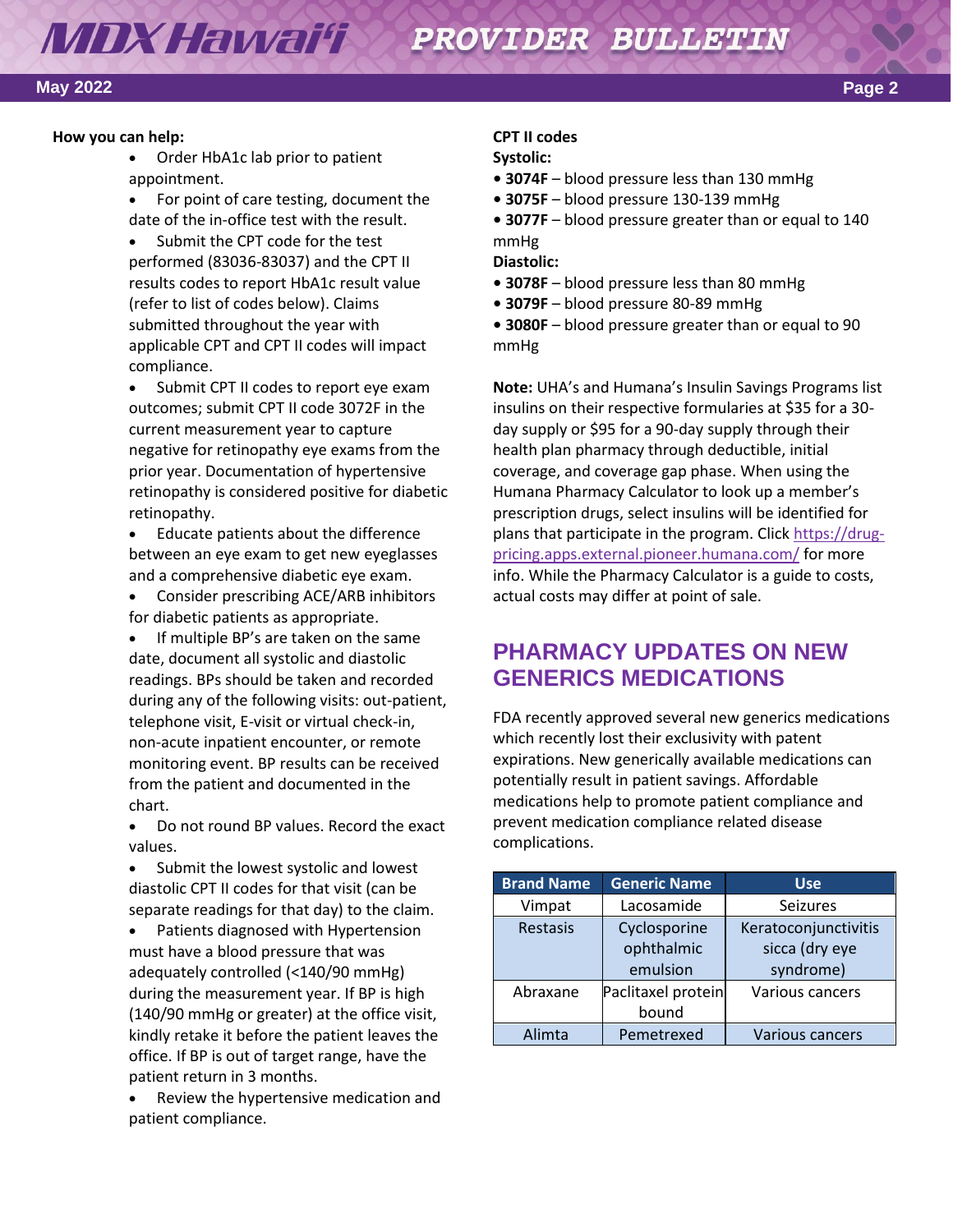**How you can help:**

- Order HbA1c lab prior to patient appointment.
- For point of care testing, document the date of the in-office test with the result.
- Submit the CPT code for the test performed (83036-83037) and the CPT II results codes to report HbA1c result value (refer to list of codes below). Claims submitted throughout the year with applicable CPT and CPT II codes will impact compliance.
- Submit CPT II codes to report eye exam outcomes; submit CPT II code 3072F in the current measurement year to capture negative for retinopathy eye exams from the prior year. Documentation of hypertensive retinopathy is considered positive for diabetic retinopathy.
- Educate patients about the difference between an eye exam to get new eyeglasses and a comprehensive diabetic eye exam.
- Consider prescribing ACE/ARB inhibitors for diabetic patients as appropriate.
- If multiple BP's are taken on the same date, document all systolic and diastolic readings. BPs should be taken and recorded during any of the following visits: out-patient, telephone visit, E-visit or virtual check-in, non-acute inpatient encounter, or remote monitoring event. BP results can be received from the patient and documented in the chart.
- Do not round BP values. Record the exact values.
- Submit the lowest systolic and lowest diastolic CPT II codes for that visit (can be separate readings for that day) to the claim.
- Patients diagnosed with Hypertension must have a blood pressure that was adequately controlled (<140/90 mmHg) during the measurement year. If BP is high (140/90 mmHg or greater) at the office visit, kindly retake it before the patient leaves the office. If BP is out of target range, have the patient return in 3 months.
- Review the hypertensive medication and patient compliance.

**CPT II codes**

**Systolic:**

- **3074F** – blood pressure less than 130 mmHg
- **3075F** – blood pressure 130-139 mmHg
- **3077F** – blood pressure greater than or equal to 140 mmHg

**Diastolic:**

- **3078F** – blood pressure less than 80 mmHg
- **3079F** – blood pressure 80-89 mmHg
- **3080F** – blood pressure greater than or equal to 90 mmHg

**Note:** UHA's and Humana's Insulin Savings Programs list insulins on their respective formularies at $35 for a 30-day supply or $95 for a 90-day supply through their health plan pharmacy through deductible, initial coverage, and coverage gap phase. When using the Humana Pharmacy Calculator to look up a member's prescription drugs, select insulins will be identified for plans that participate in the program. Click https://drug-pricing.apps.external.pioneer.humana.com/ for more info. While the Pharmacy Calculator is a guide to costs, actual costs may differ at point of sale.

## PHARMACY UPDATES ON NEW GENERICS MEDICATIONS

FDA recently approved several new generics medications which recently lost their exclusivity with patent expirations. New generically available medications can potentially result in patient savings. Affordable medications help to promote patient compliance and prevent medication compliance related disease complications.

| Brand Name | Generic Name | Use |
|---|---|---|
| Vimpat | Lacosamide | Seizures |
| Restasis | Cyclosporine ophthalmic emulsion | Keratoconjunctivitis sicca (dry eye syndrome) |
| Abraxane | Paclitaxel protein bound | Various cancers |
| Alimta | Pemetrexed | Various cancers |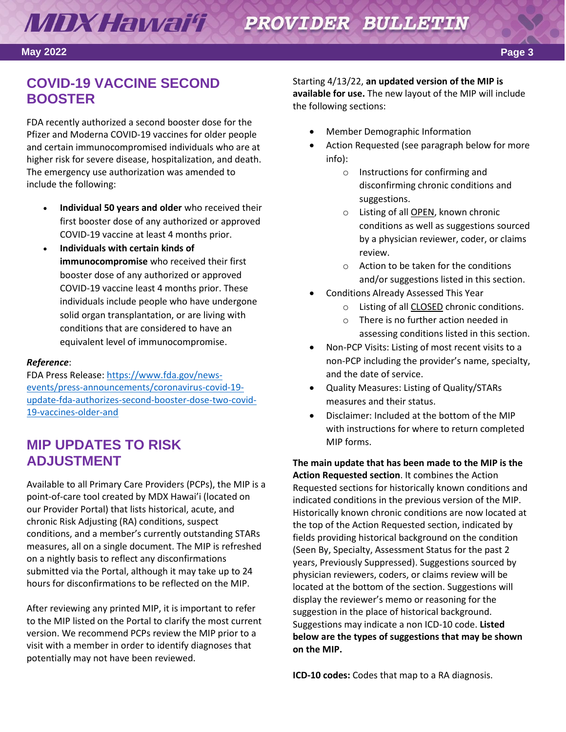## COVID-19 VACCINE SECOND BOOSTER

FDA recently authorized a second booster dose for the Pfizer and Moderna COVID-19 vaccines for older people and certain immunocompromised individuals who are at higher risk for severe disease, hospitalization, and death. The emergency use authorization was amended to include the following:

- **Individual 50 years and older** who received their first booster dose of any authorized or approved COVID-19 vaccine at least 4 months prior.
- **Individuals with certain kinds of immunocompromise** who received their first booster dose of any authorized or approved COVID-19 vaccine least 4 months prior. These individuals include people who have undergone solid organ transplantation, or are living with conditions that are considered to have an equivalent level of immunocompromise.

***Reference***:
FDA Press Release: https://www.fda.gov/news-events/press-announcements/coronavirus-covid-19-update-fda-authorizes-second-booster-dose-two-covid-19-vaccines-older-and

## MIP UPDATES TO RISK ADJUSTMENT

Available to all Primary Care Providers (PCPs), the MIP is a point-of-care tool created by MDX Hawai'i (located on our Provider Portal) that lists historical, acute, and chronic Risk Adjusting (RA) conditions, suspect conditions, and a member's currently outstanding STARs measures, all on a single document. The MIP is refreshed on a nightly basis to reflect any disconfirmations submitted via the Portal, although it may take up to 24 hours for disconfirmations to be reflected on the MIP.

After reviewing any printed MIP, it is important to refer to the MIP listed on the Portal to clarify the most current version. We recommend PCPs review the MIP prior to a visit with a member in order to identify diagnoses that potentially may not have been reviewed.

Starting 4/13/22, **an updated version of the MIP is available for use.** The new layout of the MIP will include the following sections:

- Member Demographic Information
- Action Requested (see paragraph below for more info):
  - Instructions for confirming and disconfirming chronic conditions and suggestions.
  - Listing of all <u>OPEN</u>, known chronic conditions as well as suggestions sourced by a physician reviewer, coder, or claims review.
  - Action to be taken for the conditions and/or suggestions listed in this section.
- Conditions Already Assessed This Year
  - Listing of all <u>CLOSED</u> chronic conditions.
  - There is no further action needed in assessing conditions listed in this section.
- Non-PCP Visits: Listing of most recent visits to a non-PCP including the provider's name, specialty, and the date of service.
- Quality Measures: Listing of Quality/STARs measures and their status.
- Disclaimer: Included at the bottom of the MIP with instructions for where to return completed MIP forms.

**The main update that has been made to the MIP is the Action Requested section**. It combines the Action Requested sections for historically known conditions and indicated conditions in the previous version of the MIP. Historically known chronic conditions are now located at the top of the Action Requested section, indicated by fields providing historical background on the condition (Seen By, Specialty, Assessment Status for the past 2 years, Previously Suppressed). Suggestions sourced by physician reviewers, coders, or claims review will be located at the bottom of the section. Suggestions will display the reviewer's memo or reasoning for the suggestion in the place of historical background. Suggestions may indicate a non ICD-10 code. **Listed below are the types of suggestions that may be shown on the MIP.**

**ICD-10 codes:** Codes that map to a RA diagnosis.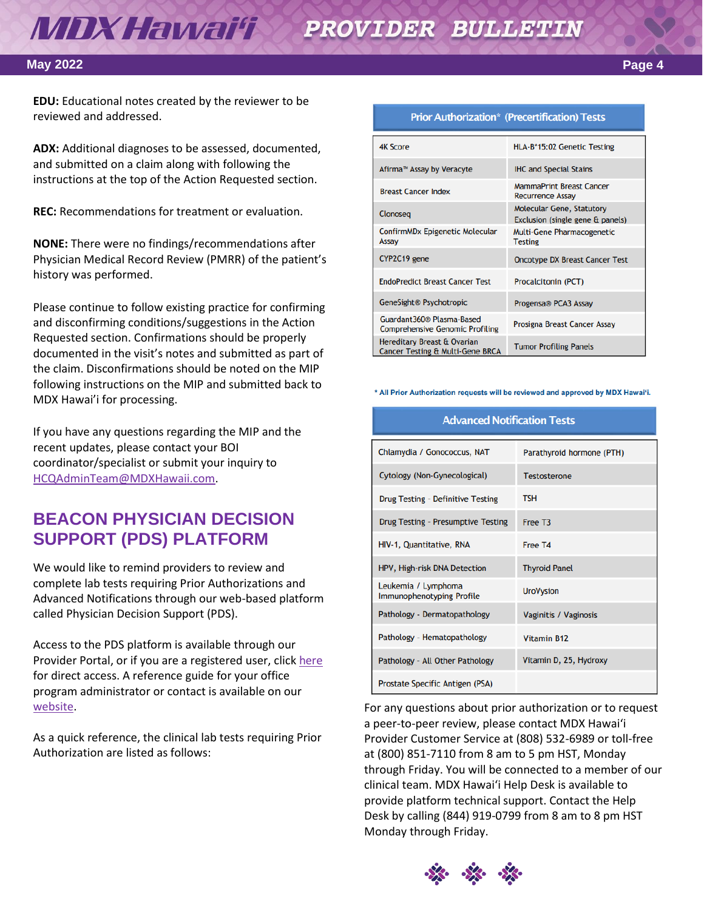**EDU:** Educational notes created by the reviewer to be reviewed and addressed.

**ADX:** Additional diagnoses to be assessed, documented, and submitted on a claim along with following the instructions at the top of the Action Requested section.

**REC:** Recommendations for treatment or evaluation.

**NONE:** There were no findings/recommendations after Physician Medical Record Review (PMRR) of the patient's history was performed.

Please continue to follow existing practice for confirming and disconfirming conditions/suggestions in the Action Requested section. Confirmations should be properly documented in the visit's notes and submitted as part of the claim. Disconfirmations should be noted on the MIP following instructions on the MIP and submitted back to MDX Hawai'i for processing.

If you have any questions regarding the MIP and the recent updates, please contact your BOI coordinator/specialist or submit your inquiry to HCQAdminTeam@MDXHawaii.com.

## BEACON PHYSICIAN DECISION SUPPORT (PDS) PLATFORM

We would like to remind providers to review and complete lab tests requiring Prior Authorizations and Advanced Notifications through our web-based platform called Physician Decision Support (PDS).

Access to the PDS platform is available through our Provider Portal, or if you are a registered user, click here for direct access. A reference guide for your office program administrator or contact is available on our website.

As a quick reference, the clinical lab tests requiring Prior Authorization are listed as follows:

| Prior Authorization* (Precertification) Tests | |
|---|---|
| 4K Score | HLA-B*15:02 Genetic Testing |
| Afirma™ Assay by Veracyte | IHC and Special Stains |
| Breast Cancer Index | MammaPrint Breast Cancer Recurrence Assay |
| Cloneseq | Molecular Gene, Statutory Exclusion (single gene & panels) |
| ConfirmMDx Epigenetic Molecular Assay | Multi-Gene Pharmacogenetic Testing |
| CYP2C19 gene | Oncotype DX Breast Cancer Test |
| EndoPredict Breast Cancer Test | Procalcitonin (PCT) |
| GeneSight® Psychotropic | Progensa® PCA3 Assay |
| Guardant360® Plasma-Based Comprehensive Genomic Profiling | Prosigna Breast Cancer Assay |
| Hereditary Breast & Ovarian Cancer Testing & Multi-Gene BRCA | Tumor Profiling Panels |

* All Prior Authorization requests will be reviewed and approved by MDX Hawai'i.

| Advanced Notification Tests | |
|---|---|
| Chlamydia / Gonococcus, NAT | Parathyroid hormone (PTH) |
| Cytology (Non-Gynecological) | Testosterone |
| Drug Testing - Definitive Testing | TSH |
| Drug Testing - Presumptive Testing | Free T3 |
| HIV-1, Quantitative, RNA | Free T4 |
| HPV, High-risk DNA Detection | Thyroid Panel |
| Leukemia / Lymphoma Immunophenotyping Profile | UroVysion |
| Pathology - Dermatopathology | Vaginitis / Vaginosis |
| Pathology - Hematopathology | Vitamin B12 |
| Pathology - All Other Pathology | Vitamin D, 25, Hydroxy |
| Prostate Specific Antigen (PSA) | |

For any questions about prior authorization or to request a peer-to-peer review, please contact MDX Hawai'i Provider Customer Service at (808) 532-6989 or toll-free at (800) 851-7110 from 8 am to 5 pm HST, Monday through Friday. You will be connected to a member of our clinical team. MDX Hawai'i Help Desk is available to provide platform technical support. Contact the Help Desk by calling (844) 919-0799 from 8 am to 8 pm HST Monday through Friday.